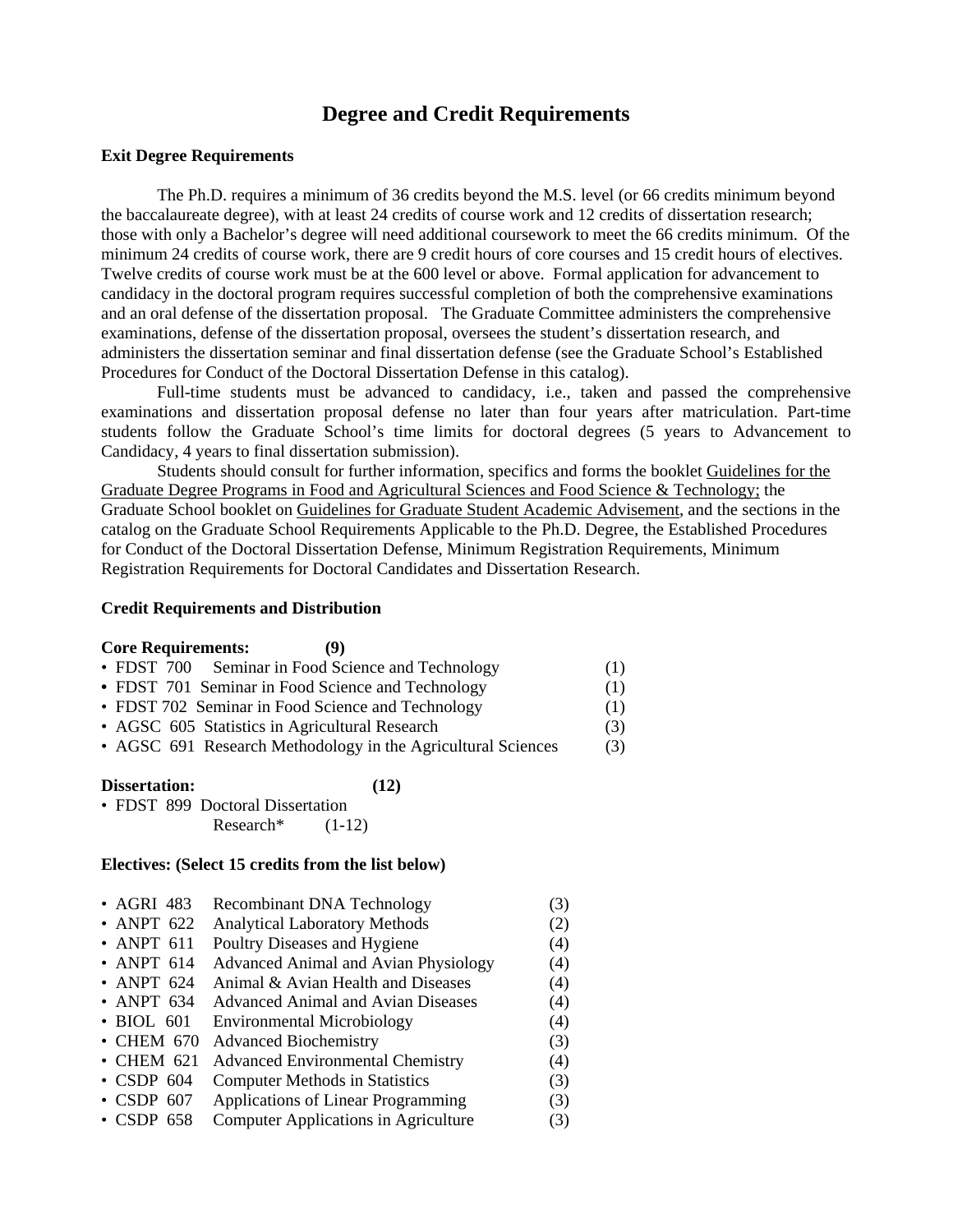# Degree and Credit Requirements

### Exit Degree Requirements

The Ph.D. requires a minimum of 36 credits beyond the M.S. level (or 66 credits minimum beyond the baccalaureate degree), with at least 24 credits of course work and 12 credits of dissertation research; those with only a Bachelor's degree will need additional coursework to meet the 66 credits minimum. Of the minimum 24 credits of course work, there are 9 credit hours of core courses and 15 credit hours of electives. Twelve credits of course work must be at the 600 level or above. Formal application for advancement to candidacy in the doctoral program requires successful completion of both the comprehensive examinations and an oral defense of the dissertation proposal. The Graduate Committee administers the comprehensive examinations, defense of the dissertation proposal, oversees the student's dissertation research, and administers the dissertation seminar and final dissertation defense (see the Graduate School's Established Procedures for Conduct of the Doctoral Dissertation Defense in this catalog).

Full-time students must be advanced to candidacy, i.e., taken and passed the comprehensive examinations and dissertation proposal defense no later than four years after matriculation. Part-time students follow the Graduate School's time limits for doctoral degrees (5 years to Advancement to Candidacy, 4 years to final dissertation submission).

Students should consult for further information, specifics and forms the booklet Guidelines for the Graduate Degree Programs in Food and Agricultural Sciences and Food Science & Technology; the Graduate School booklet on Guidelines for Graduate Student Academic Advisement, and the sections in the catalog on the Graduate School Requirements Applicable to the Ph.D. Degree, the Established Procedures for Conduct of the Doctoral Dissertation Defense, Minimum Registration Requirements, Minimum Registration Requirements for Doctoral Candidates and Dissertation Research.

### Credit Requirements and Distribution

**Core Requirements: (9)**

- FDST 700 Seminar in Food Science and Technology (1)
- FDST 701 Seminar in Food Science and Technology (1)
- FDST 702 Seminar in Food Science and Technology (1)
- AGSC 605 Statistics in Agricultural Research (3)
- AGSC 691 Research Methodology in the Agricultural Sciences (3)

**Dissertation: (12)**

- FDST 899 Doctoral Dissertation Research* (1-12)

**Electives: (Select 15 credits from the list below)**

- AGRI 483 Recombinant DNA Technology (3)
- ANPT 622 Analytical Laboratory Methods (2)
- ANPT 611 Poultry Diseases and Hygiene (4)
- ANPT 614 Advanced Animal and Avian Physiology (4)
- ANPT 624 Animal & Avian Health and Diseases (4)
- ANPT 634 Advanced Animal and Avian Diseases (4)
- BIOL 601 Environmental Microbiology (4)
- CHEM 670 Advanced Biochemistry (3)
- CHEM 621 Advanced Environmental Chemistry (4)
- CSDP 604 Computer Methods in Statistics (3)
- CSDP 607 Applications of Linear Programming (3)
- CSDP 658 Computer Applications in Agriculture (3)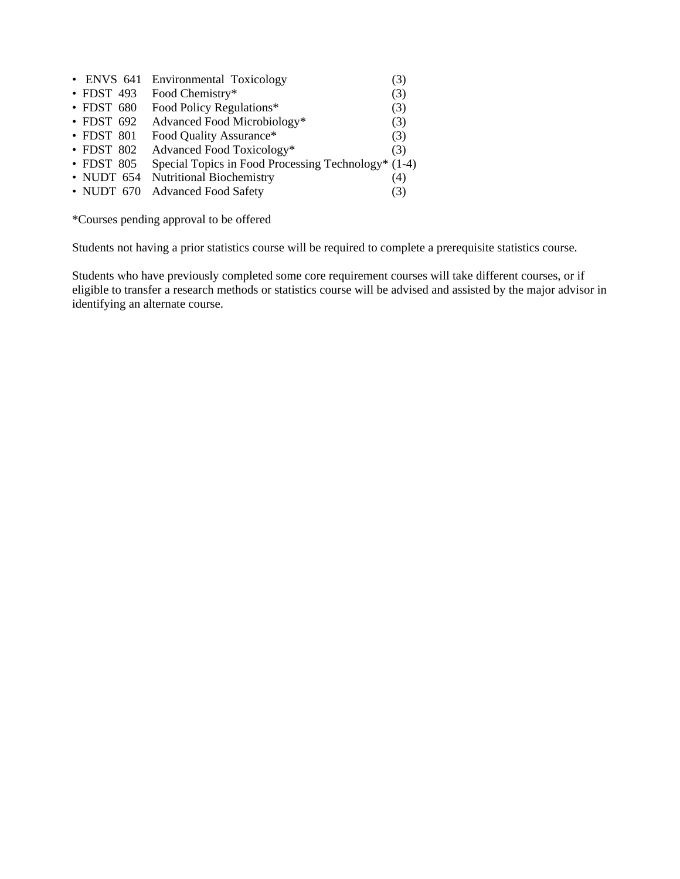- ENVS 641 Environmental Toxicology (3)
- FDST 493 Food Chemistry* (3)
- FDST 680 Food Policy Regulations* (3)
- FDST 692 Advanced Food Microbiology* (3)
- FDST 801 Food Quality Assurance* (3)
- FDST 802 Advanced Food Toxicology* (3)
- FDST 805 Special Topics in Food Processing Technology* (1-4)
- NUDT 654 Nutritional Biochemistry (4)
- NUDT 670 Advanced Food Safety (3)

*Courses pending approval to be offered

Students not having a prior statistics course will be required to complete a prerequisite statistics course.

Students who have previously completed some core requirement courses will take different courses, or if eligible to transfer a research methods or statistics course will be advised and assisted by the major advisor in identifying an alternate course.